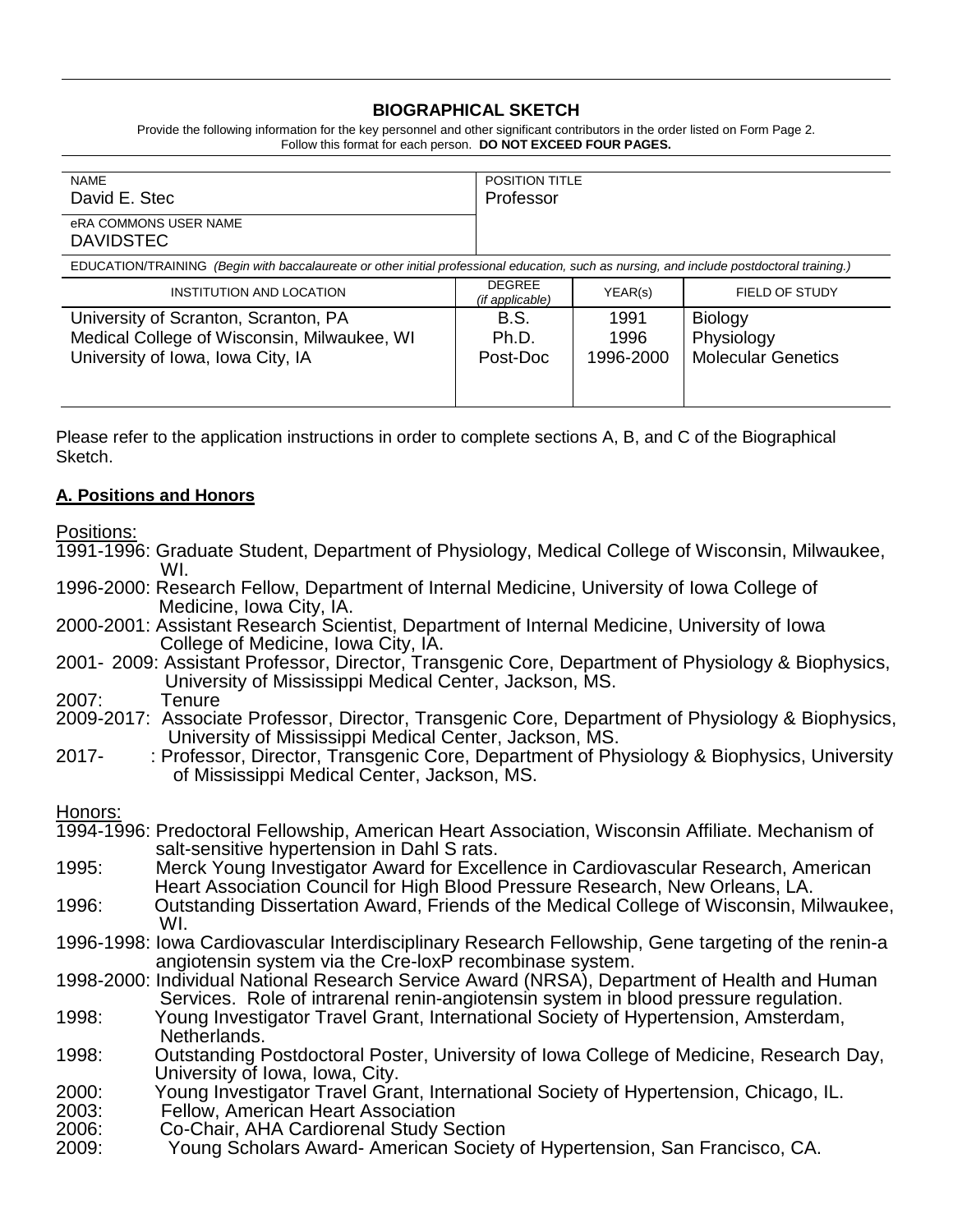## BIOGRAPHICAL SKETCH

Provide the following information for the key personnel and other significant contributors in the order listed on Form Page 2.
Follow this format for each person. **DO NOT EXCEED FOUR PAGES.**

| NAME | POSITION TITLE |
|---|---|
| David E. Stec | Professor |
| eRA COMMONS USER NAME<br>DAVIDSTEC | |

EDUCATION/TRAINING *(Begin with baccalaureate or other initial professional education, such as nursing, and include postdoctoral training.)*

| INSTITUTION AND LOCATION | DEGREE *(if applicable)* | YEAR(s) | FIELD OF STUDY |
|---|---|---|---|
| University of Scranton, Scranton, PA | B.S. | 1991 | Biology |
| Medical College of Wisconsin, Milwaukee, WI | Ph.D. | 1996 | Physiology |
| University of Iowa, Iowa City, IA | Post-Doc | 1996-2000 | Molecular Genetics |

Please refer to the application instructions in order to complete sections A, B, and C of the Biographical Sketch.

### A. Positions and Honors

Positions:

1991-1996: Graduate Student, Department of Physiology, Medical College of Wisconsin, Milwaukee, WI.
1996-2000: Research Fellow, Department of Internal Medicine, University of Iowa College of Medicine, Iowa City, IA.
2000-2001: Assistant Research Scientist, Department of Internal Medicine, University of Iowa College of Medicine, Iowa City, IA.
2001- 2009: Assistant Professor, Director, Transgenic Core, Department of Physiology & Biophysics, University of Mississippi Medical Center, Jackson, MS.
2007: Tenure
2009-2017: Associate Professor, Director, Transgenic Core, Department of Physiology & Biophysics, University of Mississippi Medical Center, Jackson, MS.
2017- : Professor, Director, Transgenic Core, Department of Physiology & Biophysics, University of Mississippi Medical Center, Jackson, MS.

Honors:

1994-1996: Predoctoral Fellowship, American Heart Association, Wisconsin Affiliate. Mechanism of salt-sensitive hypertension in Dahl S rats.
1995: Merck Young Investigator Award for Excellence in Cardiovascular Research, American Heart Association Council for High Blood Pressure Research, New Orleans, LA.
1996: Outstanding Dissertation Award, Friends of the Medical College of Wisconsin, Milwaukee, WI.
1996-1998: Iowa Cardiovascular Interdisciplinary Research Fellowship, Gene targeting of the renin-a angiotensin system via the Cre-loxP recombinase system.
1998-2000: Individual National Research Service Award (NRSA), Department of Health and Human Services. Role of intrarenal renin-angiotensin system in blood pressure regulation.
1998: Young Investigator Travel Grant, International Society of Hypertension, Amsterdam, Netherlands.
1998: Outstanding Postdoctoral Poster, University of Iowa College of Medicine, Research Day, University of Iowa, Iowa, City.
2000: Young Investigator Travel Grant, International Society of Hypertension, Chicago, IL.
2003: Fellow, American Heart Association
2006: Co-Chair, AHA Cardiorenal Study Section
2009: Young Scholars Award- American Society of Hypertension, San Francisco, CA.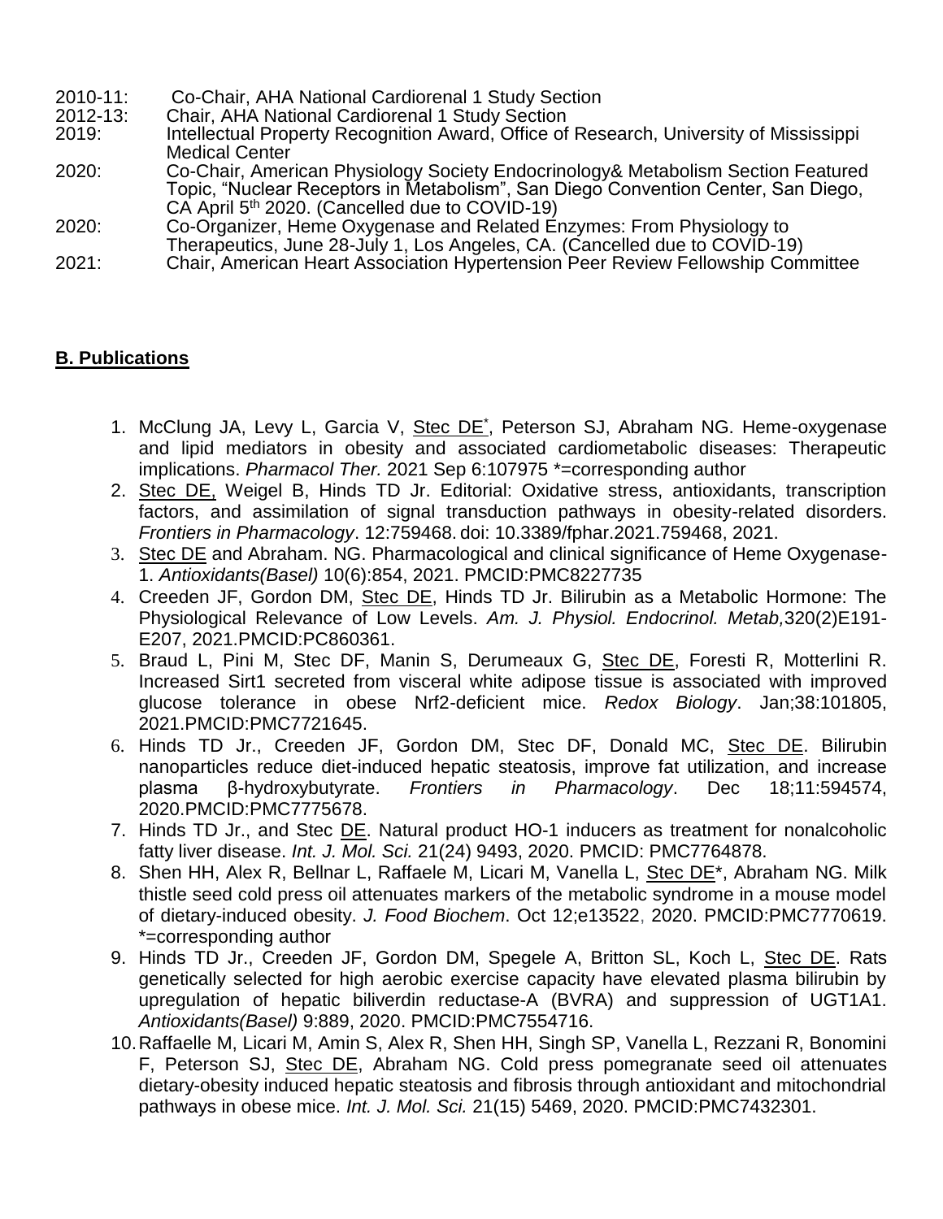2010-11: Co-Chair, AHA National Cardiorenal 1 Study Section
2012-13: Chair, AHA National Cardiorenal 1 Study Section
2019: Intellectual Property Recognition Award, Office of Research, University of Mississippi Medical Center
2020: Co-Chair, American Physiology Society Endocrinology& Metabolism Section Featured Topic, "Nuclear Receptors in Metabolism", San Diego Convention Center, San Diego, CA April 5th 2020. (Cancelled due to COVID-19)
2020: Co-Organizer, Heme Oxygenase and Related Enzymes: From Physiology to Therapeutics, June 28-July 1, Los Angeles, CA. (Cancelled due to COVID-19)
2021: Chair, American Heart Association Hypertension Peer Review Fellowship Committee

**B. Publications**

1. McClung JA, Levy L, Garcia V, Stec DE*, Peterson SJ, Abraham NG. Heme-oxygenase and lipid mediators in obesity and associated cardiometabolic diseases: Therapeutic implications. *Pharmacol Ther.* 2021 Sep 6:107975 *=corresponding author
2. Stec DE, Weigel B, Hinds TD Jr. Editorial: Oxidative stress, antioxidants, transcription factors, and assimilation of signal transduction pathways in obesity-related disorders. *Frontiers in Pharmacology*. 12:759468. doi: 10.3389/fphar.2021.759468, 2021.
3. Stec DE and Abraham. NG. Pharmacological and clinical significance of Heme Oxygenase-1. *Antioxidants(Basel)* 10(6):854, 2021. PMCID:PMC8227735
4. Creeden JF, Gordon DM, Stec DE, Hinds TD Jr. Bilirubin as a Metabolic Hormone: The Physiological Relevance of Low Levels. *Am. J. Physiol. Endocrinol. Metab,*320(2)E191-E207, 2021.PMCID:PC860361.
5. Braud L, Pini M, Stec DF, Manin S, Derumeaux G, Stec DE, Foresti R, Motterlini R. Increased Sirt1 secreted from visceral white adipose tissue is associated with improved glucose tolerance in obese Nrf2-deficient mice. *Redox Biology*. Jan;38:101805, 2021.PMCID:PMC7721645.
6. Hinds TD Jr., Creeden JF, Gordon DM, Stec DF, Donald MC, Stec DE. Bilirubin nanoparticles reduce diet-induced hepatic steatosis, improve fat utilization, and increase plasma β-hydroxybutyrate. *Frontiers in Pharmacology*. Dec 18;11:594574, 2020.PMCID:PMC7775678.
7. Hinds TD Jr., and Stec DE. Natural product HO-1 inducers as treatment for nonalcoholic fatty liver disease. *Int. J. Mol. Sci.* 21(24) 9493, 2020. PMCID: PMC7764878.
8. Shen HH, Alex R, Bellnar L, Raffaele M, Licari M, Vanella L, Stec DE*, Abraham NG. Milk thistle seed cold press oil attenuates markers of the metabolic syndrome in a mouse model of dietary-induced obesity. *J. Food Biochem*. Oct 12;e13522, 2020. PMCID:PMC7770619. *=corresponding author
9. Hinds TD Jr., Creeden JF, Gordon DM, Spegele A, Britton SL, Koch L, Stec DE. Rats genetically selected for high aerobic exercise capacity have elevated plasma bilirubin by upregulation of hepatic biliverdin reductase-A (BVRA) and suppression of UGT1A1. *Antioxidants(Basel)* 9:889, 2020. PMCID:PMC7554716.
10. Raffaelle M, Licari M, Amin S, Alex R, Shen HH, Singh SP, Vanella L, Rezzani R, Bonomini F, Peterson SJ, Stec DE, Abraham NG. Cold press pomegranate seed oil attenuates dietary-obesity induced hepatic steatosis and fibrosis through antioxidant and mitochondrial pathways in obese mice. *Int. J. Mol. Sci.* 21(15) 5469, 2020. PMCID:PMC7432301.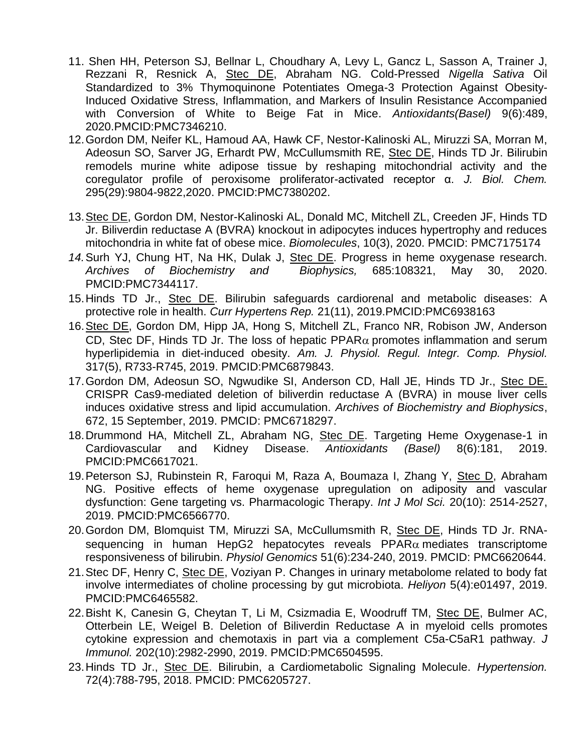11. Shen HH, Peterson SJ, Bellnar L, Choudhary A, Levy L, Gancz L, Sasson A, Trainer J, Rezzani R, Resnick A, Stec DE, Abraham NG. Cold-Pressed *Nigella Sativa* Oil Standardized to 3% Thymoquinone Potentiates Omega-3 Protection Against Obesity-Induced Oxidative Stress, Inflammation, and Markers of Insulin Resistance Accompanied with Conversion of White to Beige Fat in Mice. *Antioxidants(Basel)* 9(6):489, 2020.PMCID:PMC7346210.
12. Gordon DM, Neifer KL, Hamoud AA, Hawk CF, Nestor-Kalinoski AL, Miruzzi SA, Morran M, Adeosun SO, Sarver JG, Erhardt PW, McCullumsmith RE, Stec DE, Hinds TD Jr. Bilirubin remodels murine white adipose tissue by reshaping mitochondrial activity and the coregulator profile of peroxisome proliferator-activated receptor α. *J. Biol. Chem.* 295(29):9804-9822,2020. PMCID:PMC7380202.
13. Stec DE, Gordon DM, Nestor-Kalinoski AL, Donald MC, Mitchell ZL, Creeden JF, Hinds TD Jr. Biliverdin reductase A (BVRA) knockout in adipocytes induces hypertrophy and reduces mitochondria in white fat of obese mice. *Biomolecules*, 10(3), 2020. PMCID: PMC7175174
14. Surh YJ, Chung HT, Na HK, Dulak J, Stec DE. Progress in heme oxygenase research. *Archives of Biochemistry and Biophysics,* 685:108321, May 30, 2020. PMCID:PMC7344117.
15. Hinds TD Jr., Stec DE. Bilirubin safeguards cardiorenal and metabolic diseases: A protective role in health. *Curr Hypertens Rep.* 21(11), 2019.PMCID:PMC6938163
16. Stec DE, Gordon DM, Hipp JA, Hong S, Mitchell ZL, Franco NR, Robison JW, Anderson CD, Stec DF, Hinds TD Jr. The loss of hepatic PPARα promotes inflammation and serum hyperlipidemia in diet-induced obesity. *Am. J. Physiol. Regul. Integr. Comp. Physiol.* 317(5), R733-R745, 2019. PMCID:PMC6879843.
17. Gordon DM, Adeosun SO, Ngwudike SI, Anderson CD, Hall JE, Hinds TD Jr., Stec DE. CRISPR Cas9-mediated deletion of biliverdin reductase A (BVRA) in mouse liver cells induces oxidative stress and lipid accumulation. *Archives of Biochemistry and Biophysics*, 672, 15 September, 2019. PMCID: PMC6718297.
18. Drummond HA, Mitchell ZL, Abraham NG, Stec DE. Targeting Heme Oxygenase-1 in Cardiovascular and Kidney Disease. *Antioxidants (Basel)* 8(6):181, 2019. PMCID:PMC6617021.
19. Peterson SJ, Rubinstein R, Faroqui M, Raza A, Boumaza I, Zhang Y, Stec D, Abraham NG. Positive effects of heme oxygenase upregulation on adiposity and vascular dysfunction: Gene targeting vs. Pharmacologic Therapy. *Int J Mol Sci.* 20(10): 2514-2527, 2019. PMCID:PMC6566770.
20. Gordon DM, Blomquist TM, Miruzzi SA, McCullumsmith R, Stec DE, Hinds TD Jr. RNA-sequencing in human HepG2 hepatocytes reveals PPARα mediates transcriptome responsiveness of bilirubin. *Physiol Genomics* 51(6):234-240, 2019. PMCID: PMC6620644.
21. Stec DF, Henry C, Stec DE, Voziyan P. Changes in urinary metabolome related to body fat involve intermediates of choline processing by gut microbiota. *Heliyon* 5(4):e01497, 2019. PMCID:PMC6465582.
22. Bisht K, Canesin G, Cheytan T, Li M, Csizmadia E, Woodruff TM, Stec DE, Bulmer AC, Otterbein LE, Weigel B. Deletion of Biliverdin Reductase A in myeloid cells promotes cytokine expression and chemotaxis in part via a complement C5a-C5aR1 pathway. *J Immunol.* 202(10):2982-2990, 2019. PMCID:PMC6504595.
23. Hinds TD Jr., Stec DE. Bilirubin, a Cardiometabolic Signaling Molecule. *Hypertension.* 72(4):788-795, 2018. PMCID: PMC6205727.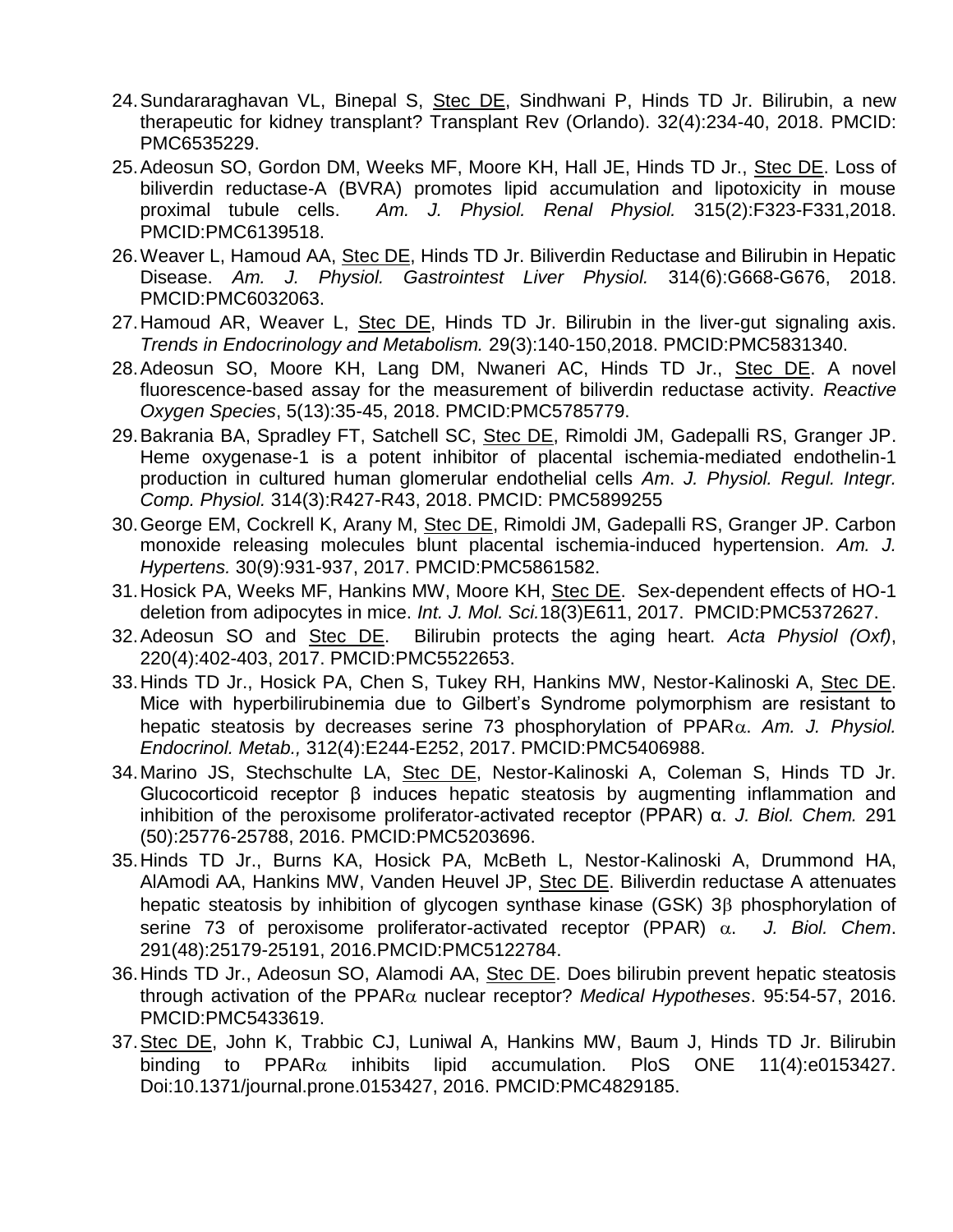24. Sundararaghavan VL, Binepal S, Stec DE, Sindhwani P, Hinds TD Jr. Bilirubin, a new therapeutic for kidney transplant? Transplant Rev (Orlando). 32(4):234-40, 2018. PMCID: PMC6535229.
25. Adeosun SO, Gordon DM, Weeks MF, Moore KH, Hall JE, Hinds TD Jr., Stec DE. Loss of biliverdin reductase-A (BVRA) promotes lipid accumulation and lipotoxicity in mouse proximal tubule cells. *Am. J. Physiol. Renal Physiol.* 315(2):F323-F331,2018. PMCID:PMC6139518.
26. Weaver L, Hamoud AA, Stec DE, Hinds TD Jr. Biliverdin Reductase and Bilirubin in Hepatic Disease. *Am. J. Physiol. Gastrointest Liver Physiol.* 314(6):G668-G676, 2018. PMCID:PMC6032063.
27. Hamoud AR, Weaver L, Stec DE, Hinds TD Jr. Bilirubin in the liver-gut signaling axis. *Trends in Endocrinology and Metabolism.* 29(3):140-150,2018. PMCID:PMC5831340.
28. Adeosun SO, Moore KH, Lang DM, Nwaneri AC, Hinds TD Jr., Stec DE. A novel fluorescence-based assay for the measurement of biliverdin reductase activity. *Reactive Oxygen Species*, 5(13):35-45, 2018. PMCID:PMC5785779.
29. Bakrania BA, Spradley FT, Satchell SC, Stec DE, Rimoldi JM, Gadepalli RS, Granger JP. Heme oxygenase-1 is a potent inhibitor of placental ischemia-mediated endothelin-1 production in cultured human glomerular endothelial cells *Am. J. Physiol. Regul. Integr. Comp. Physiol.* 314(3):R427-R43, 2018. PMCID: PMC5899255
30. George EM, Cockrell K, Arany M, Stec DE, Rimoldi JM, Gadepalli RS, Granger JP. Carbon monoxide releasing molecules blunt placental ischemia-induced hypertension. *Am. J. Hypertens.* 30(9):931-937, 2017. PMCID:PMC5861582.
31. Hosick PA, Weeks MF, Hankins MW, Moore KH, Stec DE. Sex-dependent effects of HO-1 deletion from adipocytes in mice. *Int. J. Mol. Sci.*18(3)E611, 2017. PMCID:PMC5372627.
32. Adeosun SO and Stec DE. Bilirubin protects the aging heart. *Acta Physiol (Oxf)*, 220(4):402-403, 2017. PMCID:PMC5522653.
33. Hinds TD Jr., Hosick PA, Chen S, Tukey RH, Hankins MW, Nestor-Kalinoski A, Stec DE. Mice with hyperbilirubinemia due to Gilbert's Syndrome polymorphism are resistant to hepatic steatosis by decreases serine 73 phosphorylation of PPARα. *Am. J. Physiol. Endocrinol. Metab.,* 312(4):E244-E252, 2017. PMCID:PMC5406988.
34. Marino JS, Stechschulte LA, Stec DE, Nestor-Kalinoski A, Coleman S, Hinds TD Jr. Glucocorticoid receptor β induces hepatic steatosis by augmenting inflammation and inhibition of the peroxisome proliferator-activated receptor (PPAR) α. *J. Biol. Chem.* 291 (50):25776-25788, 2016. PMCID:PMC5203696.
35. Hinds TD Jr., Burns KA, Hosick PA, McBeth L, Nestor-Kalinoski A, Drummond HA, AlAmodi AA, Hankins MW, Vanden Heuvel JP, Stec DE. Biliverdin reductase A attenuates hepatic steatosis by inhibition of glycogen synthase kinase (GSK) 3β phosphorylation of serine 73 of peroxisome proliferator-activated receptor (PPAR) α. *J. Biol. Chem*. 291(48):25179-25191, 2016.PMCID:PMC5122784.
36. Hinds TD Jr., Adeosun SO, Alamodi AA, Stec DE. Does bilirubin prevent hepatic steatosis through activation of the PPARα nuclear receptor? *Medical Hypotheses*. 95:54-57, 2016. PMCID:PMC5433619.
37. Stec DE, John K, Trabbic CJ, Luniwal A, Hankins MW, Baum J, Hinds TD Jr. Bilirubin binding to PPARα inhibits lipid accumulation. PloS ONE 11(4):e0153427. Doi:10.1371/journal.prone.0153427, 2016. PMCID:PMC4829185.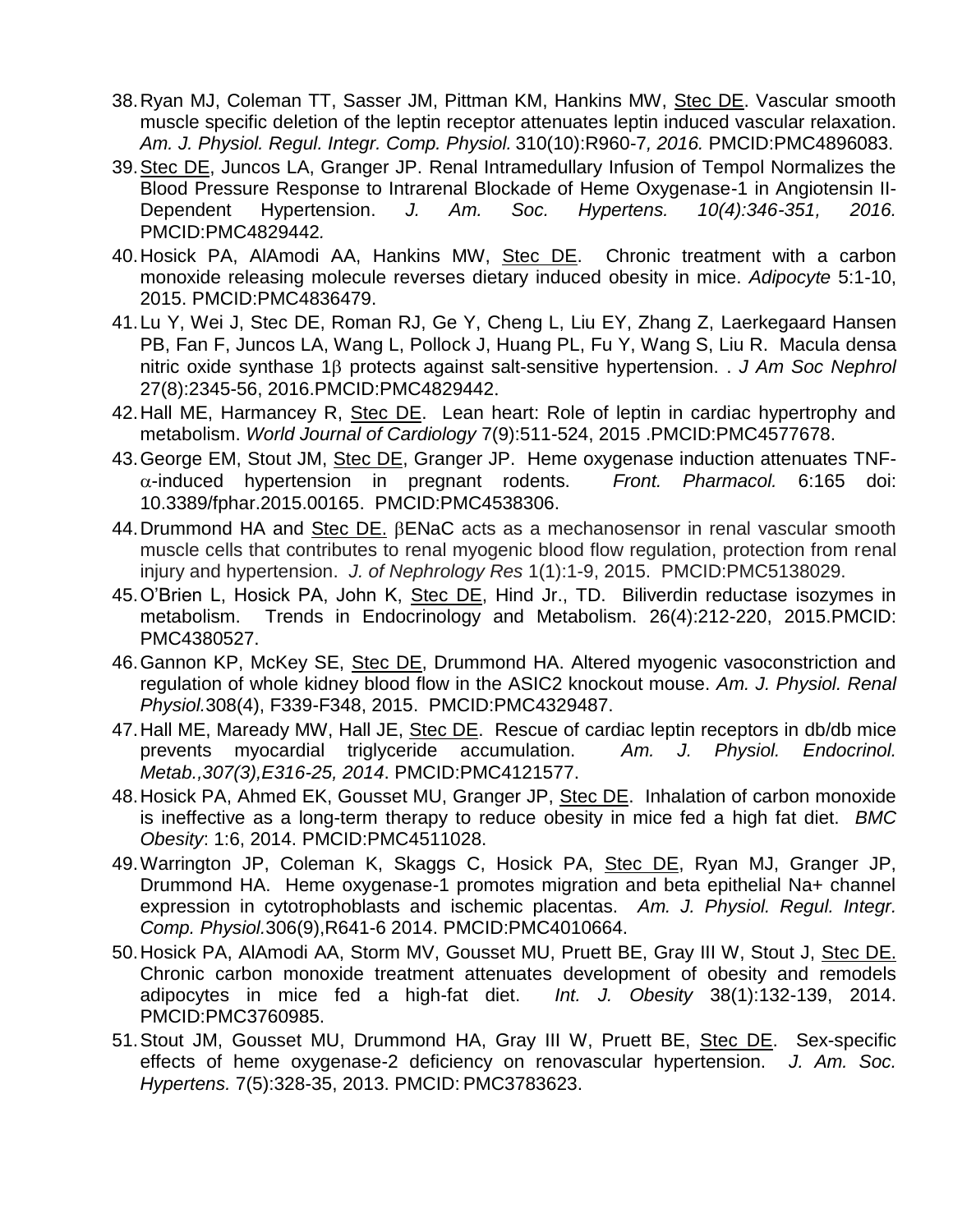38. Ryan MJ, Coleman TT, Sasser JM, Pittman KM, Hankins MW, Stec DE. Vascular smooth muscle specific deletion of the leptin receptor attenuates leptin induced vascular relaxation. *Am. J. Physiol. Regul. Integr. Comp. Physiol.* 310(10):R960-7*, 2016.* PMCID:PMC4896083.
39. Stec DE, Juncos LA, Granger JP. Renal Intramedullary Infusion of Tempol Normalizes the Blood Pressure Response to Intrarenal Blockade of Heme Oxygenase-1 in Angiotensin II-Dependent Hypertension. *J. Am. Soc. Hypertens. 10(4):346-351, 2016.* PMCID:PMC4829442*.*
40. Hosick PA, AlAmodi AA, Hankins MW, Stec DE. Chronic treatment with a carbon monoxide releasing molecule reverses dietary induced obesity in mice. *Adipocyte* 5:1-10, 2015. PMCID:PMC4836479.
41. Lu Y, Wei J, Stec DE, Roman RJ, Ge Y, Cheng L, Liu EY, Zhang Z, Laerkegaard Hansen PB, Fan F, Juncos LA, Wang L, Pollock J, Huang PL, Fu Y, Wang S, Liu R. Macula densa nitric oxide synthase 1$\beta$ protects against salt-sensitive hypertension. . *J Am Soc Nephrol* 27(8):2345-56, 2016.PMCID:PMC4829442.
42. Hall ME, Harmancey R, Stec DE. Lean heart: Role of leptin in cardiac hypertrophy and metabolism. *World Journal of Cardiology* 7(9):511-524, 2015 .PMCID:PMC4577678.
43. George EM, Stout JM, Stec DE, Granger JP. Heme oxygenase induction attenuates TNF-$\alpha$-induced hypertension in pregnant rodents. *Front. Pharmacol.* 6:165 doi: 10.3389/fphar.2015.00165. PMCID:PMC4538306.
44. Drummond HA and Stec DE. $\beta$ENaC acts as a mechanosensor in renal vascular smooth muscle cells that contributes to renal myogenic blood flow regulation, protection from renal injury and hypertension. *J. of Nephrology Res* 1(1):1-9, 2015. PMCID:PMC5138029.
45. O'Brien L, Hosick PA, John K, Stec DE, Hind Jr., TD. Biliverdin reductase isozymes in metabolism. Trends in Endocrinology and Metabolism. 26(4):212-220, 2015.PMCID: PMC4380527.
46. Gannon KP, McKey SE, Stec DE, Drummond HA. Altered myogenic vasoconstriction and regulation of whole kidney blood flow in the ASIC2 knockout mouse. *Am. J. Physiol. Renal Physiol.*308(4), F339-F348, 2015. PMCID:PMC4329487.
47. Hall ME, Maready MW, Hall JE, Stec DE. Rescue of cardiac leptin receptors in db/db mice prevents myocardial triglyceride accumulation. *Am. J. Physiol. Endocrinol. Metab.,307(3),E316-25, 2014*. PMCID:PMC4121577.
48. Hosick PA, Ahmed EK, Gousset MU, Granger JP, Stec DE. Inhalation of carbon monoxide is ineffective as a long-term therapy to reduce obesity in mice fed a high fat diet. *BMC Obesity*: 1:6, 2014. PMCID:PMC4511028.
49. Warrington JP, Coleman K, Skaggs C, Hosick PA, Stec DE, Ryan MJ, Granger JP, Drummond HA. Heme oxygenase-1 promotes migration and beta epithelial Na+ channel expression in cytotrophoblasts and ischemic placentas. *Am. J. Physiol. Regul. Integr. Comp. Physiol.*306(9),R641-6 2014. PMCID:PMC4010664.
50. Hosick PA, AlAmodi AA, Storm MV, Gousset MU, Pruett BE, Gray III W, Stout J, Stec DE. Chronic carbon monoxide treatment attenuates development of obesity and remodels adipocytes in mice fed a high-fat diet. *Int. J. Obesity* 38(1):132-139, 2014. PMCID:PMC3760985.
51. Stout JM, Gousset MU, Drummond HA, Gray III W, Pruett BE, Stec DE. Sex-specific effects of heme oxygenase-2 deficiency on renovascular hypertension. *J. Am. Soc. Hypertens.* 7(5):328-35, 2013. PMCID: PMC3783623.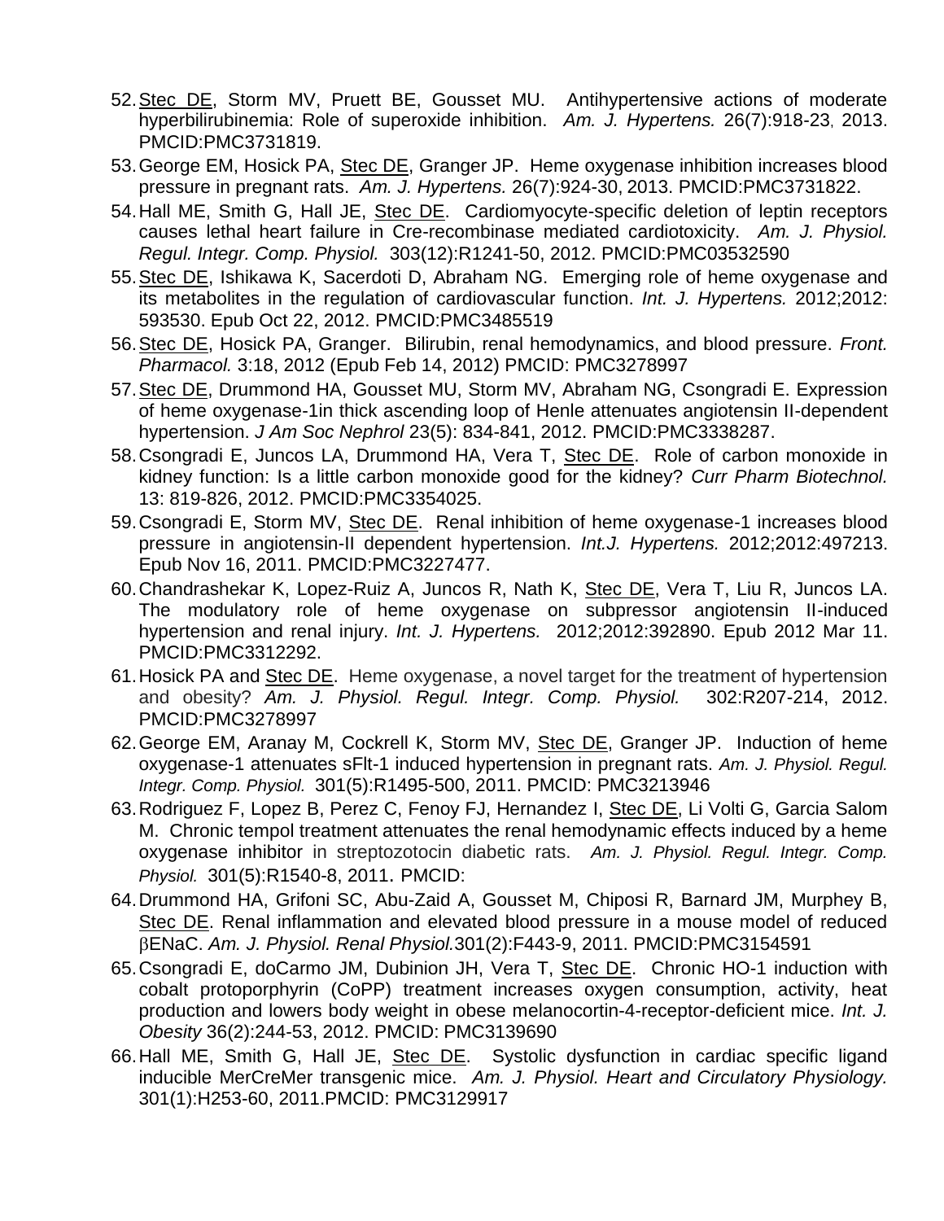52. Stec DE, Storm MV, Pruett BE, Gousset MU. Antihypertensive actions of moderate hyperbilirubinemia: Role of superoxide inhibition. *Am. J. Hypertens.* 26(7):918-23, 2013. PMCID:PMC3731819.
53. George EM, Hosick PA, Stec DE, Granger JP. Heme oxygenase inhibition increases blood pressure in pregnant rats. *Am. J. Hypertens.* 26(7):924-30, 2013. PMCID:PMC3731822.
54. Hall ME, Smith G, Hall JE, Stec DE. Cardiomyocyte-specific deletion of leptin receptors causes lethal heart failure in Cre-recombinase mediated cardiotoxicity. *Am. J. Physiol. Regul. Integr. Comp. Physiol.* 303(12):R1241-50, 2012. PMCID:PMC03532590
55. Stec DE, Ishikawa K, Sacerdoti D, Abraham NG. Emerging role of heme oxygenase and its metabolites in the regulation of cardiovascular function. *Int. J. Hypertens.* 2012;2012: 593530. Epub Oct 22, 2012. PMCID:PMC3485519
56. Stec DE, Hosick PA, Granger. Bilirubin, renal hemodynamics, and blood pressure. *Front. Pharmacol.* 3:18, 2012 (Epub Feb 14, 2012) PMCID: PMC3278997
57. Stec DE, Drummond HA, Gousset MU, Storm MV, Abraham NG, Csongradi E. Expression of heme oxygenase-1in thick ascending loop of Henle attenuates angiotensin II-dependent hypertension. *J Am Soc Nephrol* 23(5): 834-841, 2012. PMCID:PMC3338287.
58. Csongradi E, Juncos LA, Drummond HA, Vera T, Stec DE. Role of carbon monoxide in kidney function: Is a little carbon monoxide good for the kidney? *Curr Pharm Biotechnol.* 13: 819-826, 2012. PMCID:PMC3354025.
59. Csongradi E, Storm MV, Stec DE. Renal inhibition of heme oxygenase-1 increases blood pressure in angiotensin-II dependent hypertension. *Int.J. Hypertens.* 2012;2012:497213. Epub Nov 16, 2011. PMCID:PMC3227477.
60. Chandrashekar K, Lopez-Ruiz A, Juncos R, Nath K, Stec DE, Vera T, Liu R, Juncos LA. The modulatory role of heme oxygenase on subpressor angiotensin II-induced hypertension and renal injury. *Int. J. Hypertens.* 2012;2012:392890. Epub 2012 Mar 11. PMCID:PMC3312292.
61. Hosick PA and Stec DE. Heme oxygenase, a novel target for the treatment of hypertension and obesity? *Am. J. Physiol. Regul. Integr. Comp. Physiol.* 302:R207-214, 2012. PMCID:PMC3278997
62. George EM, Aranay M, Cockrell K, Storm MV, Stec DE, Granger JP. Induction of heme oxygenase-1 attenuates sFlt-1 induced hypertension in pregnant rats. *Am. J. Physiol. Regul. Integr. Comp. Physiol.* 301(5):R1495-500, 2011. PMCID: PMC3213946
63. Rodriguez F, Lopez B, Perez C, Fenoy FJ, Hernandez I, Stec DE, Li Volti G, Garcia Salom M. Chronic tempol treatment attenuates the renal hemodynamic effects induced by a heme oxygenase inhibitor in streptozotocin diabetic rats. *Am. J. Physiol. Regul. Integr. Comp. Physiol.* 301(5):R1540-8, 2011. PMCID:
64. Drummond HA, Grifoni SC, Abu-Zaid A, Gousset M, Chiposi R, Barnard JM, Murphey B, Stec DE. Renal inflammation and elevated blood pressure in a mouse model of reduced βENaC. *Am. J. Physiol. Renal Physiol.*301(2):F443-9, 2011. PMCID:PMC3154591
65. Csongradi E, doCarmo JM, Dubinion JH, Vera T, Stec DE. Chronic HO-1 induction with cobalt protoporphyrin (CoPP) treatment increases oxygen consumption, activity, heat production and lowers body weight in obese melanocortin-4-receptor-deficient mice. *Int. J. Obesity* 36(2):244-53, 2012. PMCID: PMC3139690
66. Hall ME, Smith G, Hall JE, Stec DE. Systolic dysfunction in cardiac specific ligand inducible MerCreMer transgenic mice. *Am. J. Physiol. Heart and Circulatory Physiology.* 301(1):H253-60, 2011.PMCID: PMC3129917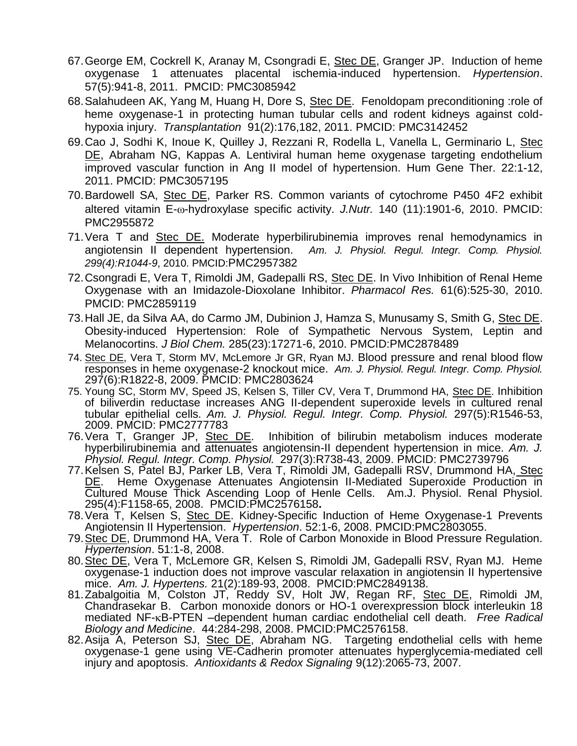67. George EM, Cockrell K, Aranay M, Csongradi E, Stec DE, Granger JP. Induction of heme oxygenase 1 attenuates placental ischemia-induced hypertension. *Hypertension*. 57(5):941-8, 2011. PMCID: PMC3085942
68. Salahudeen AK, Yang M, Huang H, Dore S, Stec DE. Fenoldopam preconditioning :role of heme oxygenase-1 in protecting human tubular cells and rodent kidneys against cold-hypoxia injury. *Transplantation* 91(2):176,182, 2011. PMCID: PMC3142452
69. Cao J, Sodhi K, Inoue K, Quilley J, Rezzani R, Rodella L, Vanella L, Germinario L, Stec DE, Abraham NG, Kappas A. Lentiviral human heme oxygenase targeting endothelium improved vascular function in Ang II model of hypertension. Hum Gene Ther. 22:1-12, 2011. PMCID: PMC3057195
70. Bardowell SA, Stec DE, Parker RS. Common variants of cytochrome P450 4F2 exhibit altered vitamin E-ω-hydroxylase specific activity. *J.Nutr.* 140 (11):1901-6, 2010. PMCID: PMC2955872
71. Vera T and Stec DE. Moderate hyperbilirubinemia improves renal hemodynamics in angiotensin II dependent hypertension. *Am. J. Physiol. Regul. Integr. Comp. Physiol. 299(4):R1044-9*, 2010. PMCID:PMC2957382
72. Csongradi E, Vera T, Rimoldi JM, Gadepalli RS, Stec DE. In Vivo Inhibition of Renal Heme Oxygenase with an Imidazole-Dioxolane Inhibitor. *Pharmacol Res.* 61(6):525-30, 2010. PMCID: PMC2859119
73. Hall JE, da Silva AA, do Carmo JM, Dubinion J, Hamza S, Munusamy S, Smith G, Stec DE. Obesity-induced Hypertension: Role of Sympathetic Nervous System, Leptin and Melanocortins. *J Biol Chem.* 285(23):17271-6, 2010. PMCID:PMC2878489
74. Stec DE, Vera T, Storm MV, McLemore Jr GR, Ryan MJ. Blood pressure and renal blood flow responses in heme oxygenase-2 knockout mice. *Am. J. Physiol. Regul. Integr. Comp. Physiol.* 297(6):R1822-8, 2009. PMCID: PMC2803624
75. Young SC, Storm MV, Speed JS, Kelsen S, Tiller CV, Vera T, Drummond HA, Stec DE. Inhibition of biliverdin reductase increases ANG II-dependent superoxide levels in cultured renal tubular epithelial cells. *Am. J. Physiol. Regul. Integr. Comp. Physiol.* 297(5):R1546-53, 2009. PMCID: PMC2777783
76. Vera T, Granger JP, Stec DE. Inhibition of bilirubin metabolism induces moderate hyperbilirubinemia and attenuates angiotensin-II dependent hypertension in mice. *Am. J. Physiol. Regul. Integr. Comp. Physiol.* 297(3):R738-43, 2009. PMCID: PMC2739796
77. Kelsen S, Patel BJ, Parker LB, Vera T, Rimoldi JM, Gadepalli RSV, Drummond HA, Stec DE. Heme Oxygenase Attenuates Angiotensin II-Mediated Superoxide Production in Cultured Mouse Thick Ascending Loop of Henle Cells. Am.J. Physiol. Renal Physiol. 295(4):F1158-65, 2008. PMCID:PMC2576158**.**
78. Vera T, Kelsen S, Stec DE. Kidney-Specific Induction of Heme Oxygenase-1 Prevents Angiotensin II Hypertension. *Hypertension*. 52:1-6, 2008. PMCID:PMC2803055.
79. Stec DE, Drummond HA, Vera T. Role of Carbon Monoxide in Blood Pressure Regulation. *Hypertension*. 51:1-8, 2008.
80. Stec DE, Vera T, McLemore GR, Kelsen S, Rimoldi JM, Gadepalli RSV, Ryan MJ. Heme oxygenase-1 induction does not improve vascular relaxation in angiotensin II hypertensive mice. *Am. J. Hypertens.* 21(2):189-93, 2008. PMCID:PMC2849138.
81. Zabalgoitia M, Colston JT, Reddy SV, Holt JW, Regan RF, Stec DE, Rimoldi JM, Chandrasekar B. Carbon monoxide donors or HO-1 overexpression block interleukin 18 mediated NF-κB-PTEN –dependent human cardiac endothelial cell death. *Free Radical Biology and Medicine*. 44:284-298, 2008. PMCID:PMC2576158.
82. Asija A, Peterson SJ, Stec DE, Abraham NG. Targeting endothelial cells with heme oxygenase-1 gene using VE-Cadherin promoter attenuates hyperglycemia-mediated cell injury and apoptosis. *Antioxidants & Redox Signaling* 9(12):2065-73, 2007.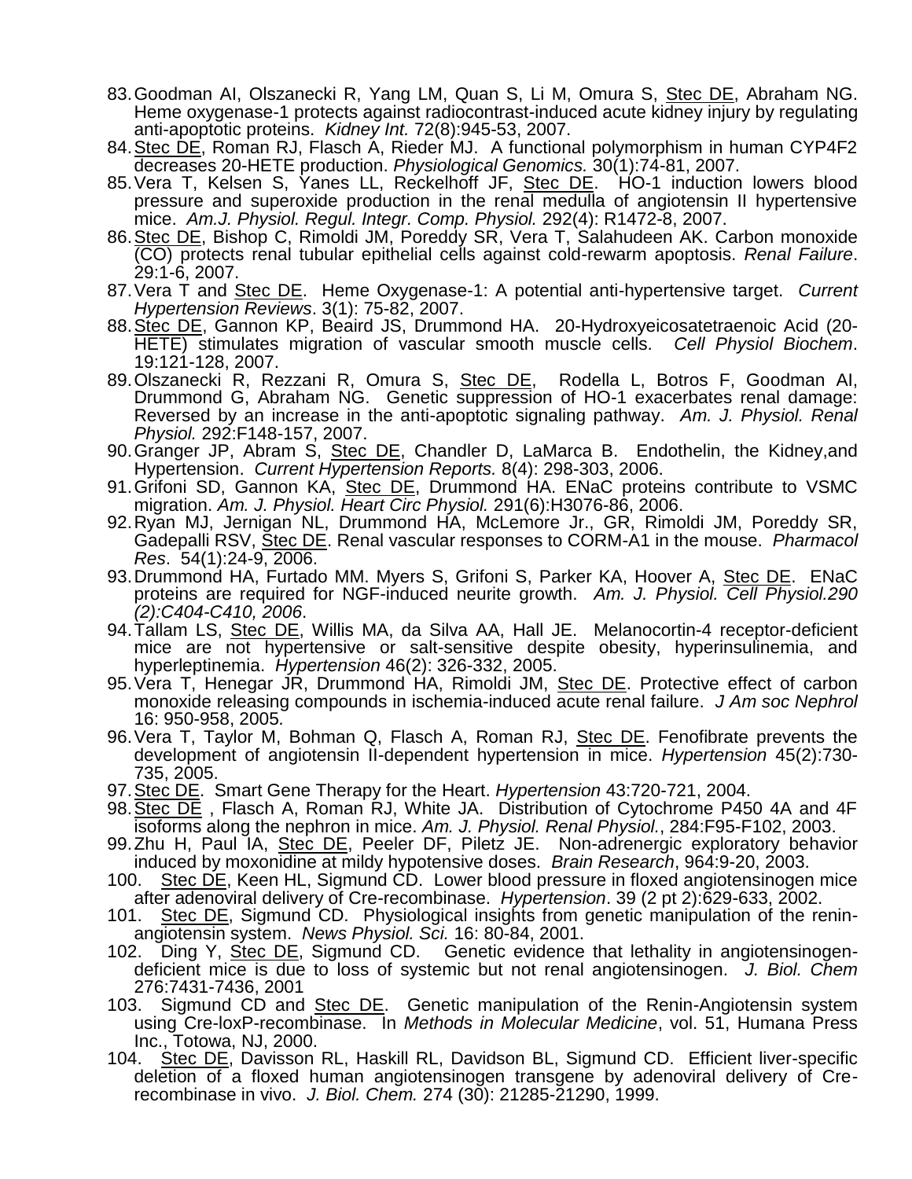83. Goodman AI, Olszanecki R, Yang LM, Quan S, Li M, Omura S, Stec DE, Abraham NG. Heme oxygenase-1 protects against radiocontrast-induced acute kidney injury by regulating anti-apoptotic proteins. *Kidney Int.* 72(8):945-53, 2007.
84. Stec DE, Roman RJ, Flasch A, Rieder MJ. A functional polymorphism in human CYP4F2 decreases 20-HETE production. *Physiological Genomics.* 30(1):74-81, 2007.
85. Vera T, Kelsen S, Yanes LL, Reckelhoff JF, Stec DE. HO-1 induction lowers blood pressure and superoxide production in the renal medulla of angiotensin II hypertensive mice. *Am.J. Physiol. Regul. Integr. Comp. Physiol.* 292(4): R1472-8, 2007.
86. Stec DE, Bishop C, Rimoldi JM, Poreddy SR, Vera T, Salahudeen AK. Carbon monoxide (CO) protects renal tubular epithelial cells against cold-rewarm apoptosis. *Renal Failure*. 29:1-6, 2007.
87. Vera T and Stec DE. Heme Oxygenase-1: A potential anti-hypertensive target. *Current Hypertension Reviews*. 3(1): 75-82, 2007.
88. Stec DE, Gannon KP, Beaird JS, Drummond HA. 20-Hydroxyeicosatetraenoic Acid (20-HETE) stimulates migration of vascular smooth muscle cells. *Cell Physiol Biochem*. 19:121-128, 2007.
89. Olszanecki R, Rezzani R, Omura S, Stec DE, Rodella L, Botros F, Goodman AI, Drummond G, Abraham NG. Genetic suppression of HO-1 exacerbates renal damage: Reversed by an increase in the anti-apoptotic signaling pathway. *Am. J. Physiol. Renal Physiol.* 292:F148-157, 2007.
90. Granger JP, Abram S, Stec DE, Chandler D, LaMarca B. Endothelin, the Kidney,and Hypertension. *Current Hypertension Reports.* 8(4): 298-303, 2006.
91. Grifoni SD, Gannon KA, Stec DE, Drummond HA. ENaC proteins contribute to VSMC migration. *Am. J. Physiol. Heart Circ Physiol.* 291(6):H3076-86, 2006.
92. Ryan MJ, Jernigan NL, Drummond HA, McLemore Jr., GR, Rimoldi JM, Poreddy SR, Gadepalli RSV, Stec DE. Renal vascular responses to CORM-A1 in the mouse. *Pharmacol Res*. 54(1):24-9, 2006.
93. Drummond HA, Furtado MM. Myers S, Grifoni S, Parker KA, Hoover A, Stec DE. ENaC proteins are required for NGF-induced neurite growth. *Am. J. Physiol. Cell Physiol.290 (2):C404-C410, 2006*.
94. Tallam LS, Stec DE, Willis MA, da Silva AA, Hall JE. Melanocortin-4 receptor-deficient mice are not hypertensive or salt-sensitive despite obesity, hyperinsulinemia, and hyperleptinemia. *Hypertension* 46(2): 326-332, 2005.
95. Vera T, Henegar JR, Drummond HA, Rimoldi JM, Stec DE. Protective effect of carbon monoxide releasing compounds in ischemia-induced acute renal failure. *J Am soc Nephrol* 16: 950-958, 2005.
96. Vera T, Taylor M, Bohman Q, Flasch A, Roman RJ, Stec DE. Fenofibrate prevents the development of angiotensin II-dependent hypertension in mice. *Hypertension* 45(2):730-735, 2005.
97. Stec DE. Smart Gene Therapy for the Heart. *Hypertension* 43:720-721, 2004.
98. Stec DE , Flasch A, Roman RJ, White JA. Distribution of Cytochrome P450 4A and 4F isoforms along the nephron in mice. *Am. J. Physiol. Renal Physiol.*, 284:F95-F102, 2003.
99. Zhu H, Paul IA, Stec DE, Peeler DF, Piletz JE. Non-adrenergic exploratory behavior induced by moxonidine at mildy hypotensive doses. *Brain Research*, 964:9-20, 2003.
100. Stec DE, Keen HL, Sigmund CD. Lower blood pressure in floxed angiotensinogen mice after adenoviral delivery of Cre-recombinase. *Hypertension*. 39 (2 pt 2):629-633, 2002.
101. Stec DE, Sigmund CD. Physiological insights from genetic manipulation of the renin-angiotensin system. *News Physiol. Sci.* 16: 80-84, 2001.
102. Ding Y, Stec DE, Sigmund CD. Genetic evidence that lethality in angiotensinogen-deficient mice is due to loss of systemic but not renal angiotensinogen. *J. Biol. Chem* 276:7431-7436, 2001
103. Sigmund CD and Stec DE. Genetic manipulation of the Renin-Angiotensin system using Cre-loxP-recombinase. In *Methods in Molecular Medicine*, vol. 51, Humana Press Inc., Totowa, NJ, 2000.
104. Stec DE, Davisson RL, Haskill RL, Davidson BL, Sigmund CD. Efficient liver-specific deletion of a floxed human angiotensinogen transgene by adenoviral delivery of Cre-recombinase in vivo. *J. Biol. Chem.* 274 (30): 21285-21290, 1999.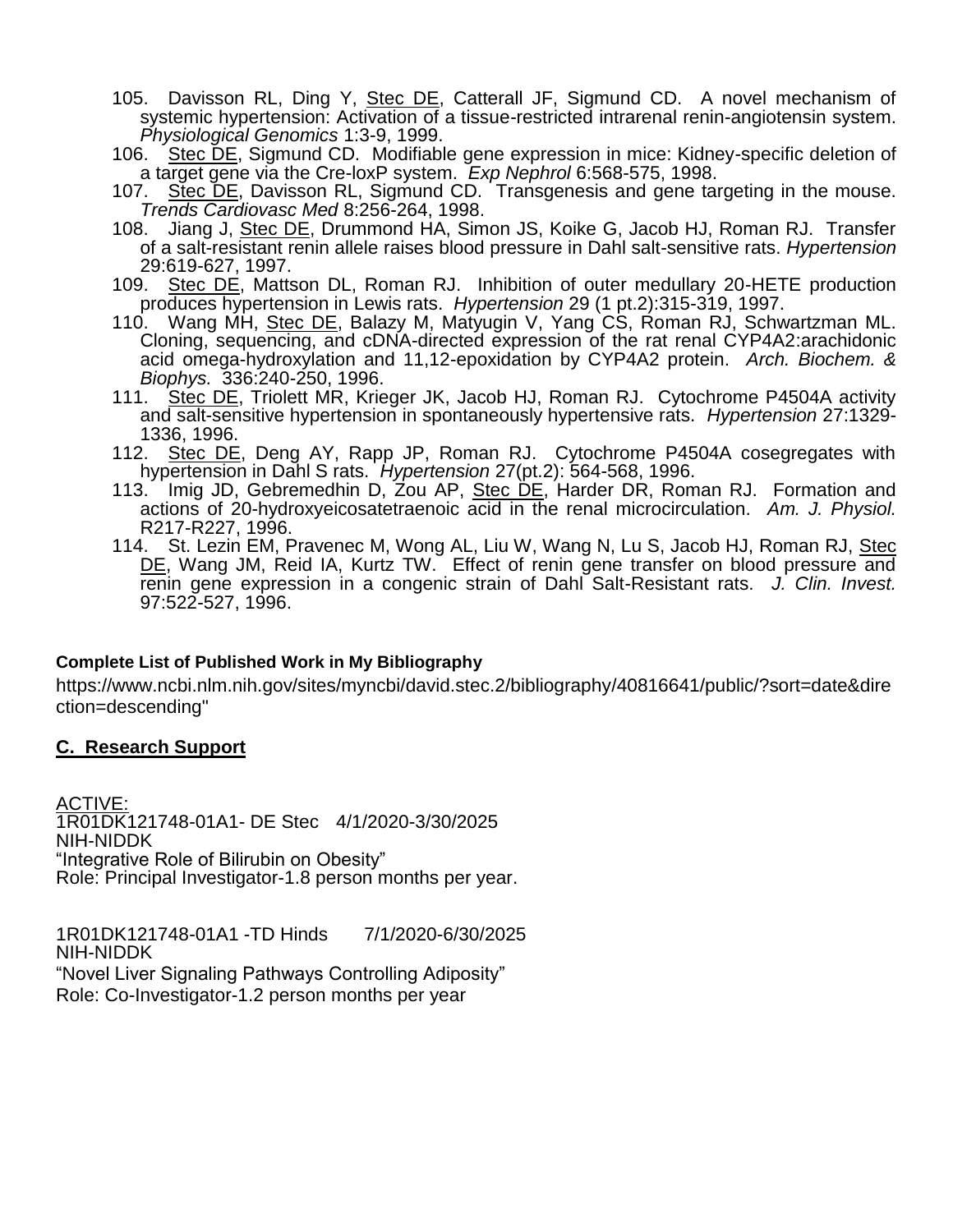105. Davisson RL, Ding Y, Stec DE, Catterall JF, Sigmund CD. A novel mechanism of systemic hypertension: Activation of a tissue-restricted intrarenal renin-angiotensin system. *Physiological Genomics* 1:3-9, 1999.

106. Stec DE, Sigmund CD. Modifiable gene expression in mice: Kidney-specific deletion of a target gene via the Cre-loxP system. *Exp Nephrol* 6:568-575, 1998.

107. Stec DE, Davisson RL, Sigmund CD. Transgenesis and gene targeting in the mouse. *Trends Cardiovasc Med* 8:256-264, 1998.

108. Jiang J, Stec DE, Drummond HA, Simon JS, Koike G, Jacob HJ, Roman RJ. Transfer of a salt-resistant renin allele raises blood pressure in Dahl salt-sensitive rats. *Hypertension* 29:619-627, 1997.

109. Stec DE, Mattson DL, Roman RJ. Inhibition of outer medullary 20-HETE production produces hypertension in Lewis rats. *Hypertension* 29 (1 pt.2):315-319, 1997.

110. Wang MH, Stec DE, Balazy M, Matyugin V, Yang CS, Roman RJ, Schwartzman ML. Cloning, sequencing, and cDNA-directed expression of the rat renal CYP4A2:arachidonic acid omega-hydroxylation and 11,12-epoxidation by CYP4A2 protein. *Arch. Biochem. & Biophys.* 336:240-250, 1996.

111. Stec DE, Triolett MR, Krieger JK, Jacob HJ, Roman RJ. Cytochrome P4504A activity and salt-sensitive hypertension in spontaneously hypertensive rats. *Hypertension* 27:1329-1336, 1996.

112. Stec DE, Deng AY, Rapp JP, Roman RJ. Cytochrome P4504A cosegregates with hypertension in Dahl S rats. *Hypertension* 27(pt.2): 564-568, 1996.

113. Imig JD, Gebremedhin D, Zou AP, Stec DE, Harder DR, Roman RJ. Formation and actions of 20-hydroxyeicosatetraenoic acid in the renal microcirculation. *Am. J. Physiol.* R217-R227, 1996.

114. St. Lezin EM, Pravenec M, Wong AL, Liu W, Wang N, Lu S, Jacob HJ, Roman RJ, Stec DE, Wang JM, Reid IA, Kurtz TW. Effect of renin gene transfer on blood pressure and renin gene expression in a congenic strain of Dahl Salt-Resistant rats. *J. Clin. Invest.* 97:522-527, 1996.

**Complete List of Published Work in My Bibliography**

https://www.ncbi.nlm.nih.gov/sites/myncbi/david.stec.2/bibliography/40816641/public/?sort=date&direction=descending"

## C. Research Support

ACTIVE:
1R01DK121748-01A1- DE Stec 4/1/2020-3/30/2025
NIH-NIDDK
"Integrative Role of Bilirubin on Obesity"
Role: Principal Investigator-1.8 person months per year.

1R01DK121748-01A1 -TD Hinds 7/1/2020-6/30/2025
NIH-NIDDK
"Novel Liver Signaling Pathways Controlling Adiposity"
Role: Co-Investigator-1.2 person months per year